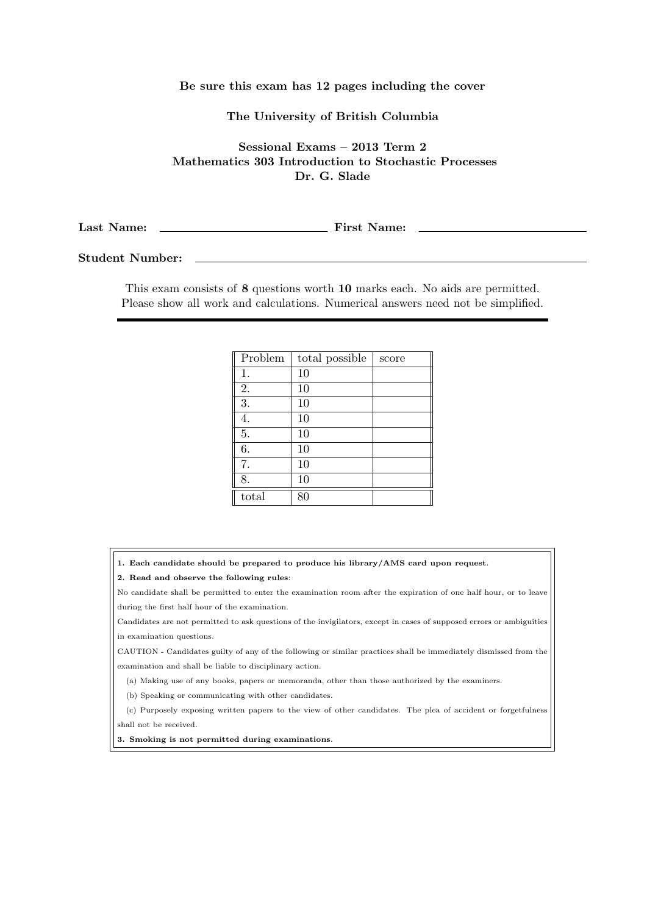**Be sure this exam has 12 pages including the cover**

**The University of British Columbia**

**Sessional Exams – 2013 Term 2**
**Mathematics 303 Introduction to Stochastic Processes**
**Dr. G. Slade**

**Last Name:** ______________________ **First Name:** ______________________

**Student Number:** ____________________________________________

This exam consists of **8** questions worth **10** marks each. No aids are permitted. Please show all work and calculations. Numerical answers need not be simplified.

| Problem | total possible | score |
|---|---|---|
| 1. | 10 | |
| 2. | 10 | |
| 3. | 10 | |
| 4. | 10 | |
| 5. | 10 | |
| 6. | 10 | |
| 7. | 10 | |
| 8. | 10 | |
| total | 80 | |

**1. Each candidate should be prepared to produce his library/AMS card upon request.**

**2. Read and observe the following rules:**

No candidate shall be permitted to enter the examination room after the expiration of one half hour, or to leave during the first half hour of the examination.

Candidates are not permitted to ask questions of the invigilators, except in cases of supposed errors or ambiguities in examination questions.

CAUTION - Candidates guilty of any of the following or similar practices shall be immediately dismissed from the examination and shall be liable to disciplinary action.

(a) Making use of any books, papers or memoranda, other than those authorized by the examiners.

(b) Speaking or communicating with other candidates.

(c) Purposely exposing written papers to the view of other candidates. The plea of accident or forgetfulness shall not be received.

**3. Smoking is not permitted during examinations.**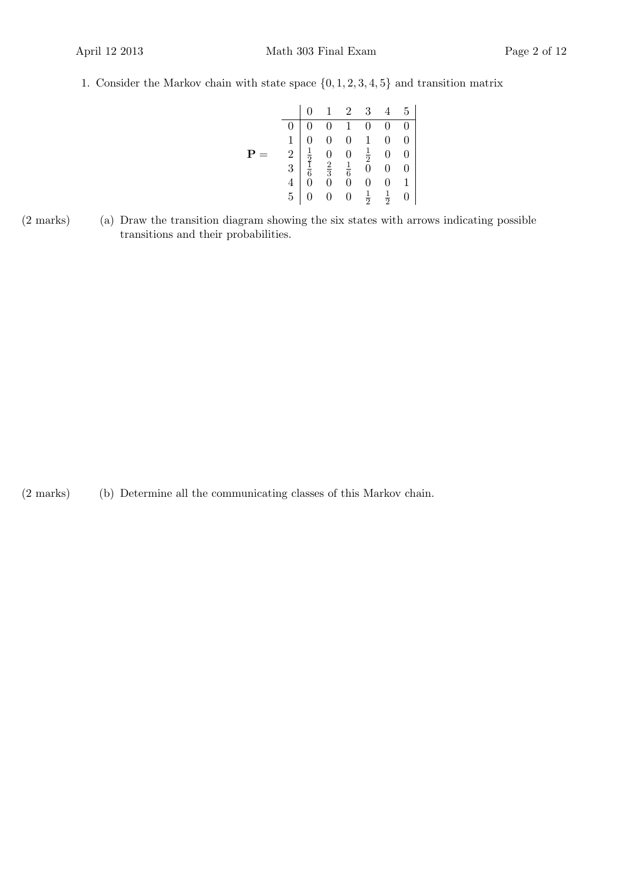1. Consider the Markov chain with state space $\{0, 1, 2, 3, 4, 5\}$ and transition matrix

$$
\mathbf{P} = \begin{array}{c|cccccc|}
 & 0 & 1 & 2 & 3 & 4 & 5 \\
\hline
0 & 0 & 0 & 1 & 0 & 0 & 0 \\
1 & 0 & 0 & 0 & 1 & 0 & 0 \\
2 & \frac{1}{2} & 0 & 0 & \frac{1}{2} & 0 & 0 \\
3 & \frac{1}{6} & \frac{2}{3} & \frac{1}{6} & 0 & 0 & 0 \\
4 & 0 & 0 & 0 & 0 & 0 & 1 \\
5 & 0 & 0 & 0 & \frac{1}{2} & \frac{1}{2} & 0
\end{array}
$$

(2 marks) (a) Draw the transition diagram showing the six states with arrows indicating possible transitions and their probabilities.

(2 marks) (b) Determine all the communicating classes of this Markov chain.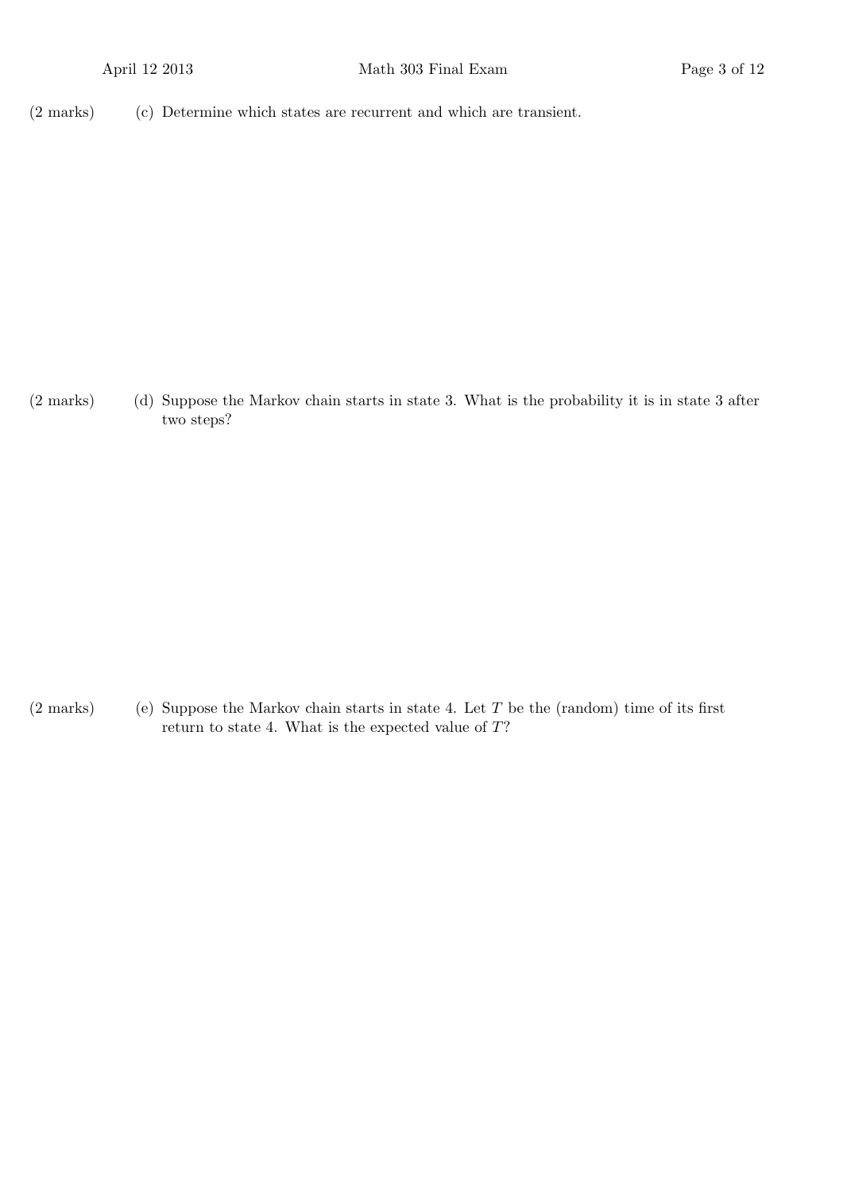(2 marks) (c) Determine which states are recurrent and which are transient.

(2 marks) (d) Suppose the Markov chain starts in state 3. What is the probability it is in state 3 after two steps?

(2 marks) (e) Suppose the Markov chain starts in state 4. Let $T$ be the (random) time of its first return to state 4. What is the expected value of $T$?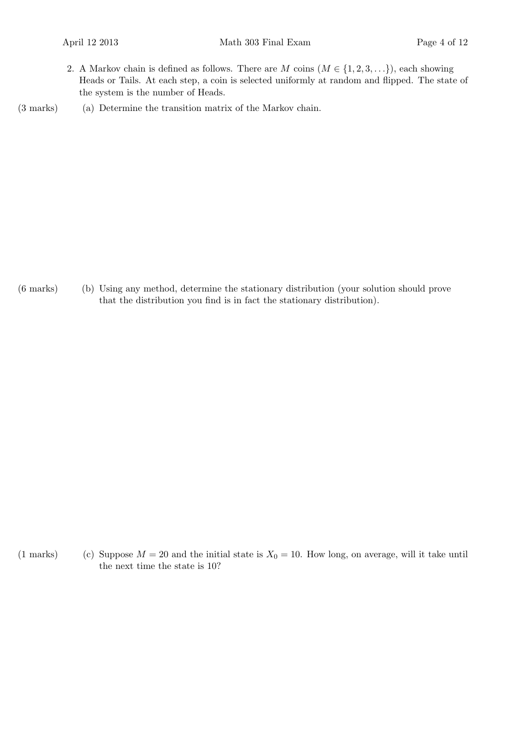2. A Markov chain is defined as follows. There are $M$ coins ($M \in \{1, 2, 3, \ldots\}$), each showing Heads or Tails. At each step, a coin is selected uniformly at random and flipped. The state of the system is the number of Heads.

(3 marks) (a) Determine the transition matrix of the Markov chain.

(6 marks) (b) Using any method, determine the stationary distribution (your solution should prove that the distribution you find is in fact the stationary distribution).

(1 marks) (c) Suppose $M = 20$ and the initial state is $X_0 = 10$. How long, on average, will it take until the next time the state is 10?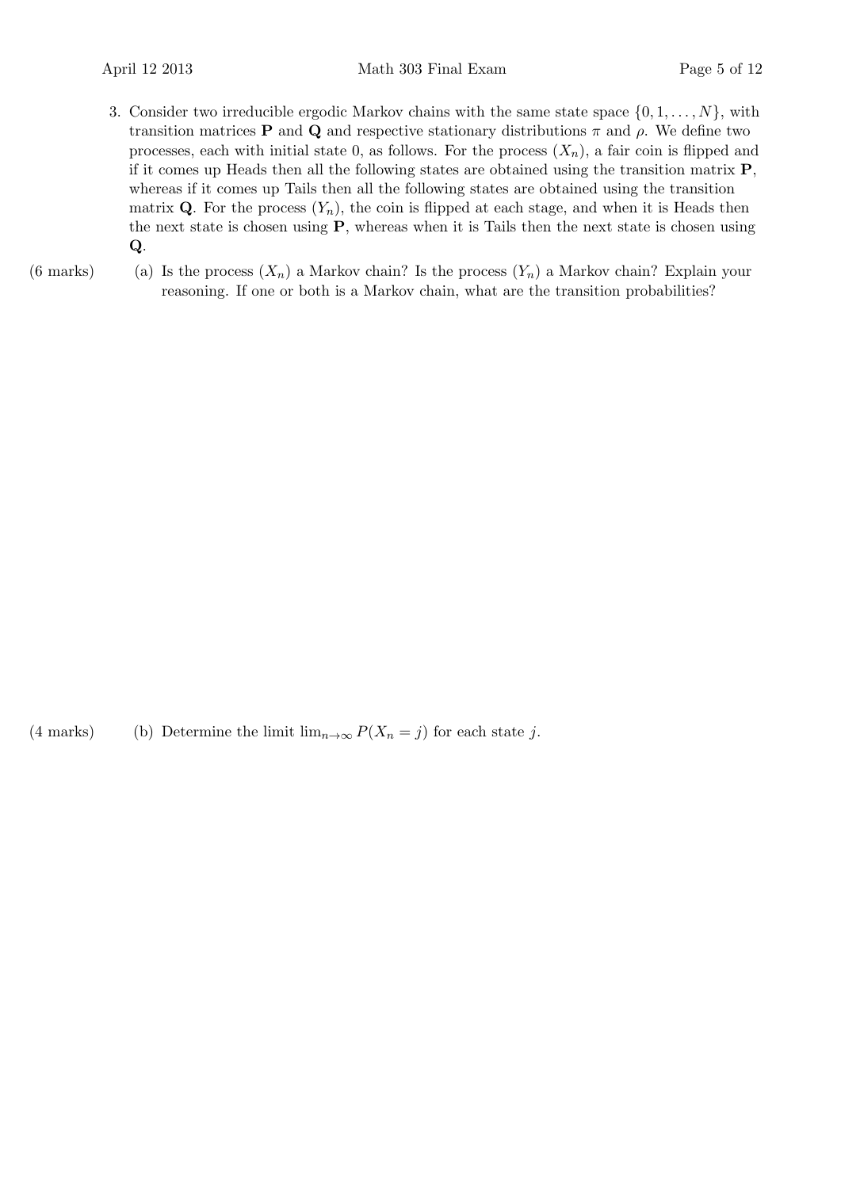3. Consider two irreducible ergodic Markov chains with the same state space $\{0, 1, \ldots, N\}$, with transition matrices $\mathbf{P}$ and $\mathbf{Q}$ and respective stationary distributions $\pi$ and $\rho$. We define two processes, each with initial state 0, as follows. For the process $(X_n)$, a fair coin is flipped and if it comes up Heads then all the following states are obtained using the transition matrix $\mathbf{P}$, whereas if it comes up Tails then all the following states are obtained using the transition matrix $\mathbf{Q}$. For the process $(Y_n)$, the coin is flipped at each stage, and when it is Heads then the next state is chosen using $\mathbf{P}$, whereas when it is Tails then the next state is chosen using $\mathbf{Q}$.

(6 marks) (a) Is the process $(X_n)$ a Markov chain? Is the process $(Y_n)$ a Markov chain? Explain your reasoning. If one or both is a Markov chain, what are the transition probabilities?

(4 marks) (b) Determine the limit $\lim_{n\to\infty} P(X_n = j)$ for each state $j$.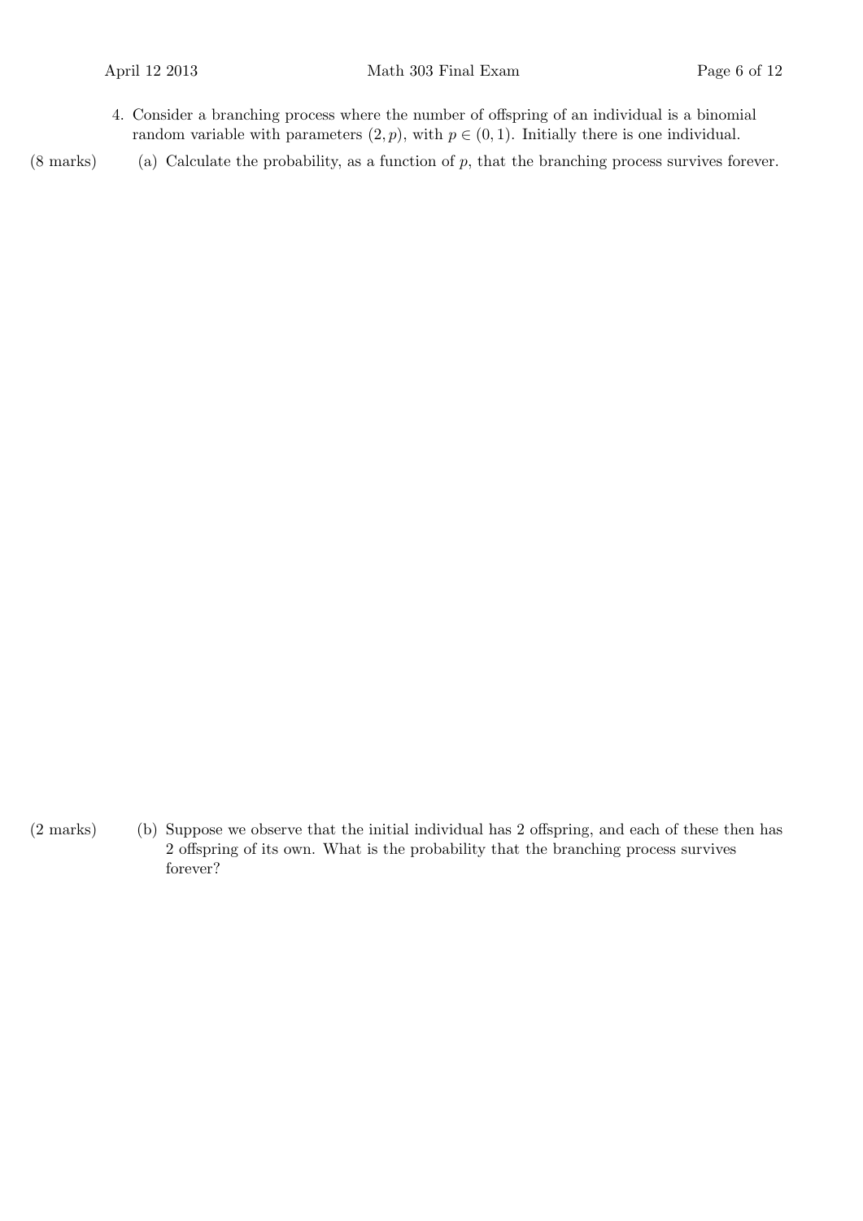4. Consider a branching process where the number of offspring of an individual is a binomial random variable with parameters $(2, p)$, with $p \in (0, 1)$. Initially there is one individual.

(8 marks) (a) Calculate the probability, as a function of $p$, that the branching process survives forever.

(2 marks) (b) Suppose we observe that the initial individual has 2 offspring, and each of these then has 2 offspring of its own. What is the probability that the branching process survives forever?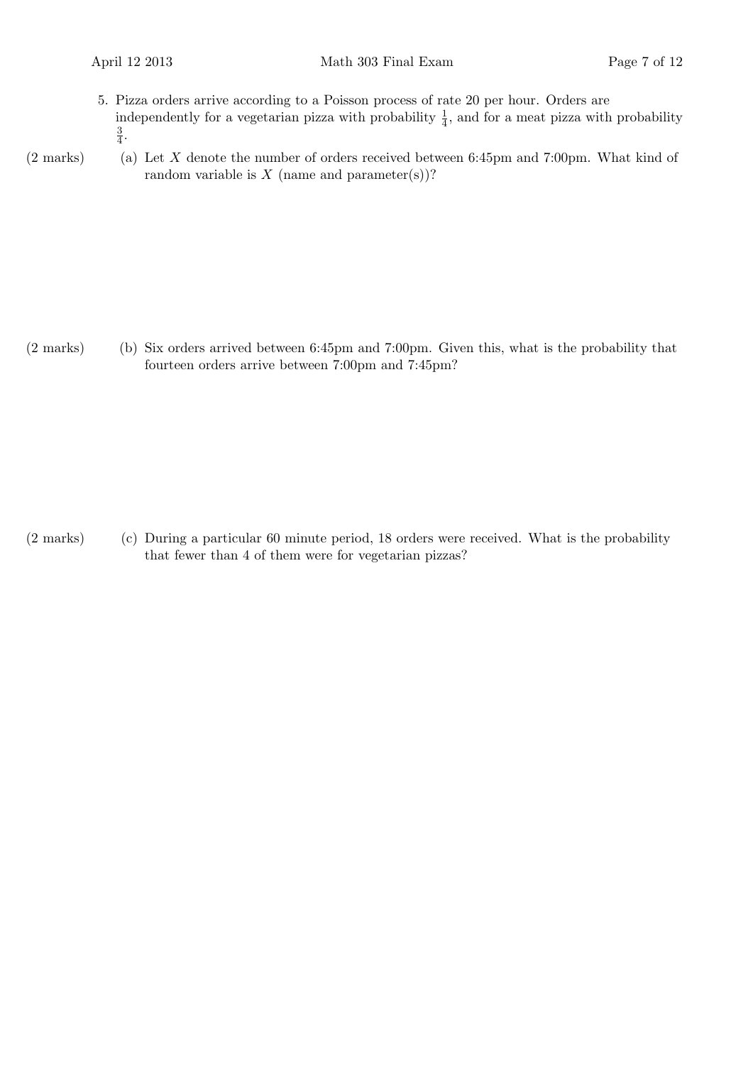5. Pizza orders arrive according to a Poisson process of rate 20 per hour. Orders are independently for a vegetarian pizza with probability $\frac{1}{4}$, and for a meat pizza with probability $\frac{3}{4}$.

(2 marks) (a) Let $X$ denote the number of orders received between 6:45pm and 7:00pm. What kind of random variable is $X$ (name and parameter(s))?

(2 marks) (b) Six orders arrived between 6:45pm and 7:00pm. Given this, what is the probability that fourteen orders arrive between 7:00pm and 7:45pm?

(2 marks) (c) During a particular 60 minute period, 18 orders were received. What is the probability that fewer than 4 of them were for vegetarian pizzas?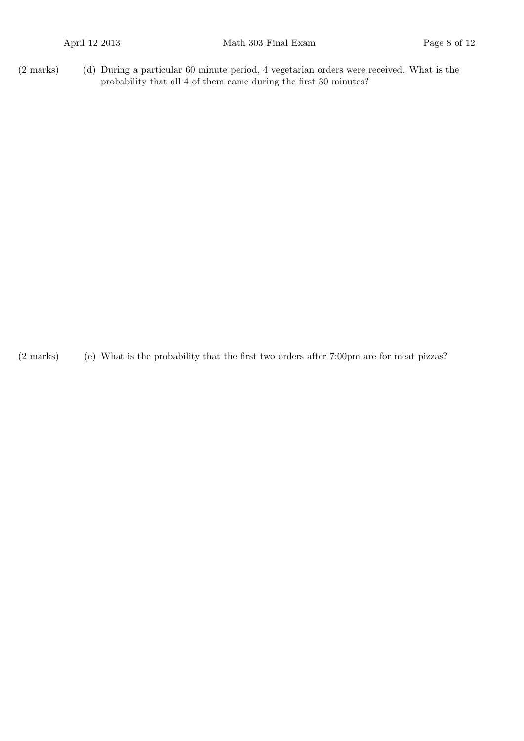(2 marks) (d) During a particular 60 minute period, 4 vegetarian orders were received. What is the probability that all 4 of them came during the first 30 minutes?

(2 marks) (e) What is the probability that the first two orders after 7:00pm are for meat pizzas?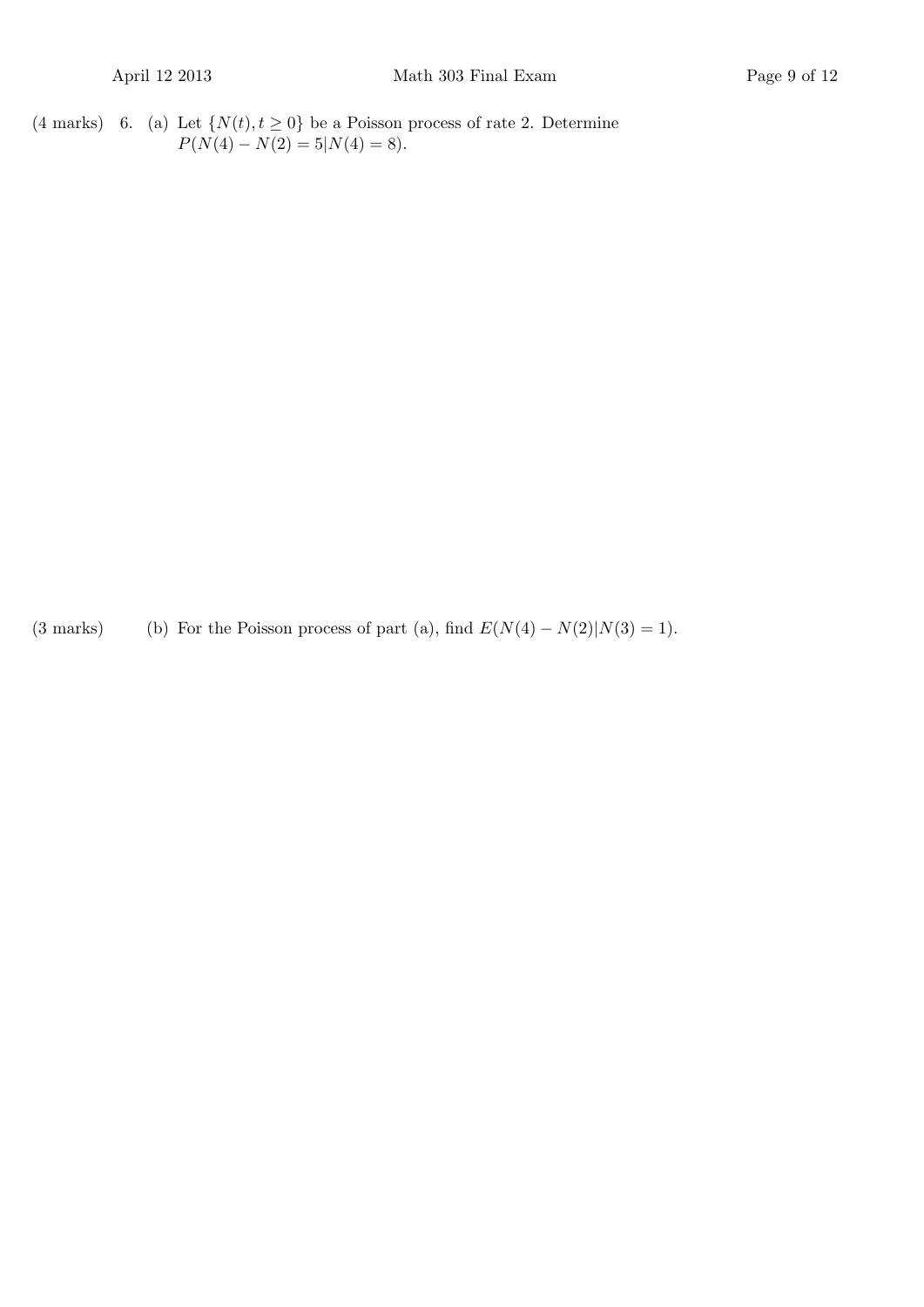(4 marks) 6. (a) Let $\{N(t), t \geq 0\}$ be a Poisson process of rate 2. Determine $P(N(4) - N(2) = 5 | N(4) = 8)$.

(3 marks) (b) For the Poisson process of part (a), find $E(N(4) - N(2) | N(3) = 1)$.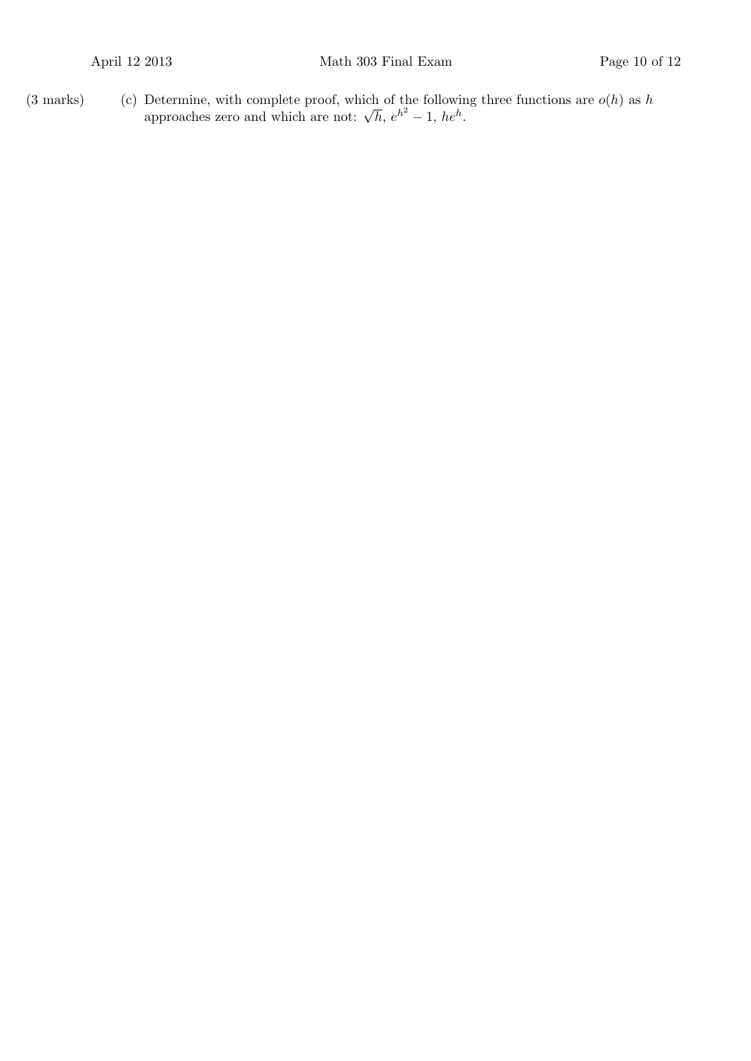(3 marks) (c) Determine, with complete proof, which of the following three functions are $o(h)$ as $h$ approaches zero and which are not: $\sqrt{h}$, $e^{h^2} - 1$, $he^h$.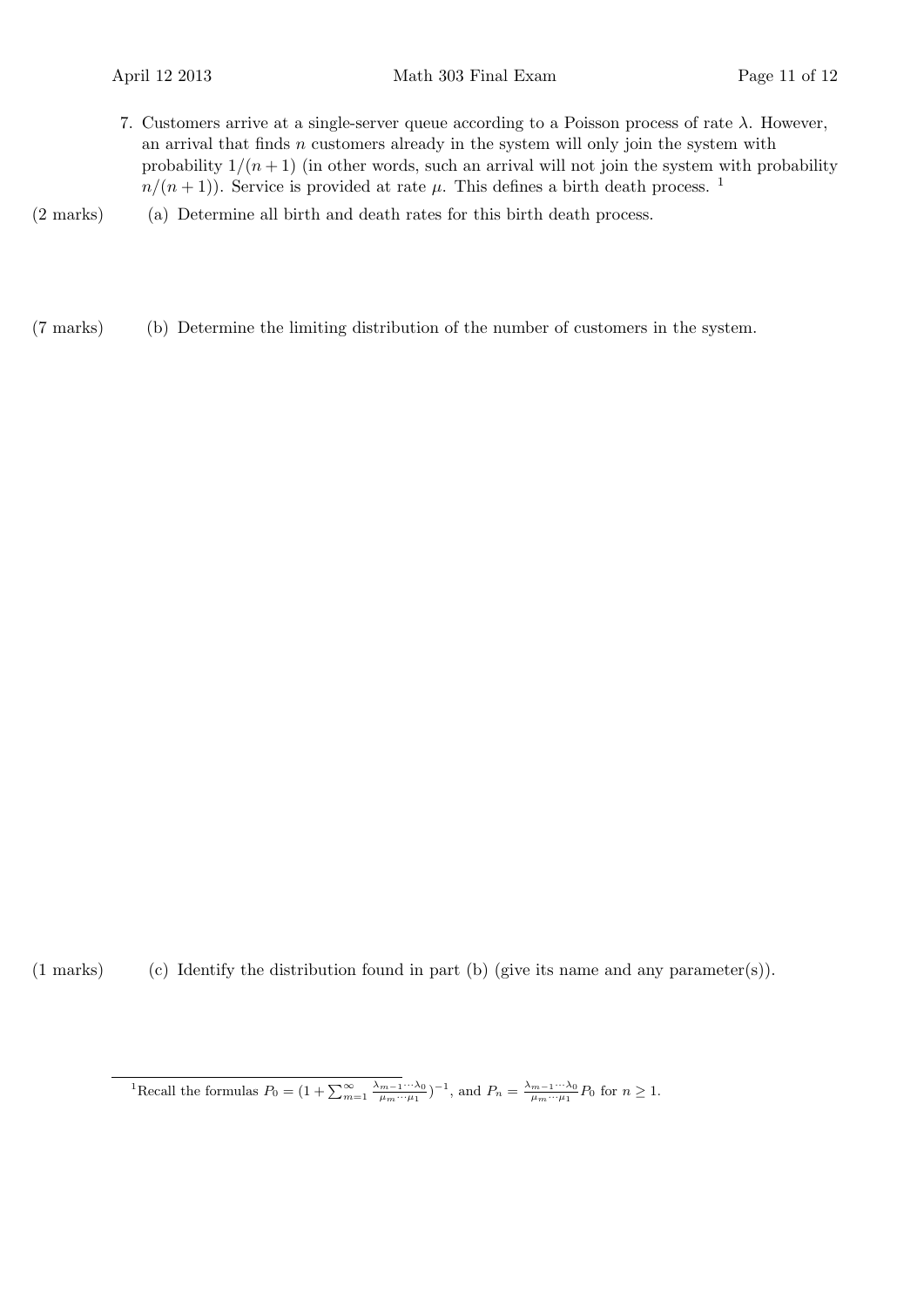7. Customers arrive at a single-server queue according to a Poisson process of rate $\lambda$. However, an arrival that finds $n$ customers already in the system will only join the system with probability $1/(n+1)$ (in other words, such an arrival will not join the system with probability $n/(n+1)$). Service is provided at rate $\mu$. This defines a birth death process. [1]

(2 marks) (a) Determine all birth and death rates for this birth death process.

(7 marks) (b) Determine the limiting distribution of the number of customers in the system.

(1 marks) (c) Identify the distribution found in part (b) (give its name and any parameter(s)).

---

[1] Recall the formulas $P_0 = (1 + \sum_{m=1}^{\infty} \frac{\lambda_{m-1} \cdots \lambda_0}{\mu_m \cdots \mu_1})^{-1}$, and $P_n = \frac{\lambda_{m-1} \cdots \lambda_0}{\mu_m \cdots \mu_1} P_0$ for $n \geq 1$.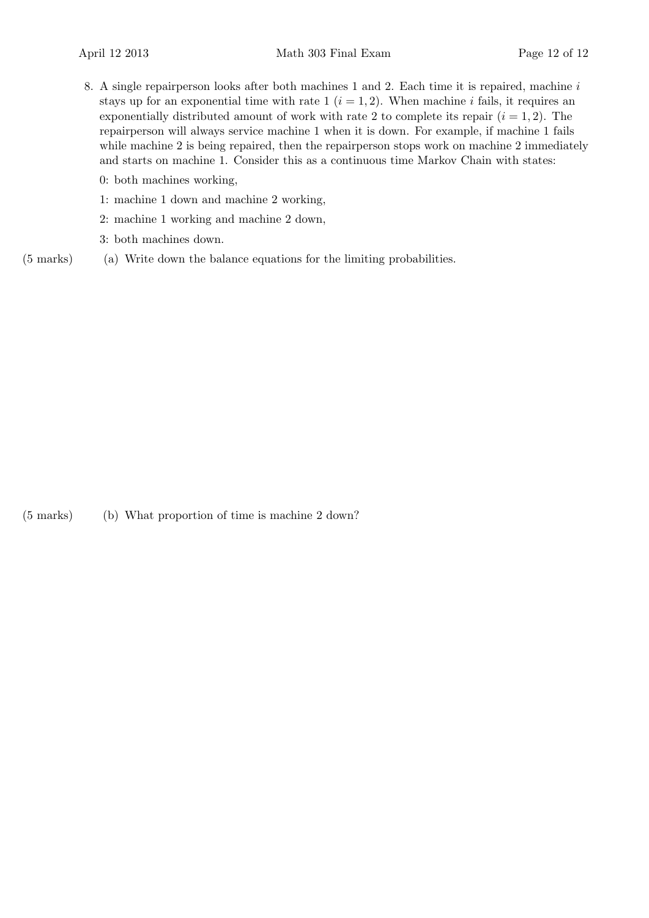8. A single repairperson looks after both machines 1 and 2. Each time it is repaired, machine $i$ stays up for an exponential time with rate 1 ($i = 1, 2$). When machine $i$ fails, it requires an exponentially distributed amount of work with rate 2 to complete its repair ($i = 1, 2$). The repairperson will always service machine 1 when it is down. For example, if machine 1 fails while machine 2 is being repaired, then the repairperson stops work on machine 2 immediately and starts on machine 1. Consider this as a continuous time Markov Chain with states:

   0: both machines working,

   1: machine 1 down and machine 2 working,

   2: machine 1 working and machine 2 down,

   3: both machines down.

(5 marks) (a) Write down the balance equations for the limiting probabilities.

(5 marks) (b) What proportion of time is machine 2 down?